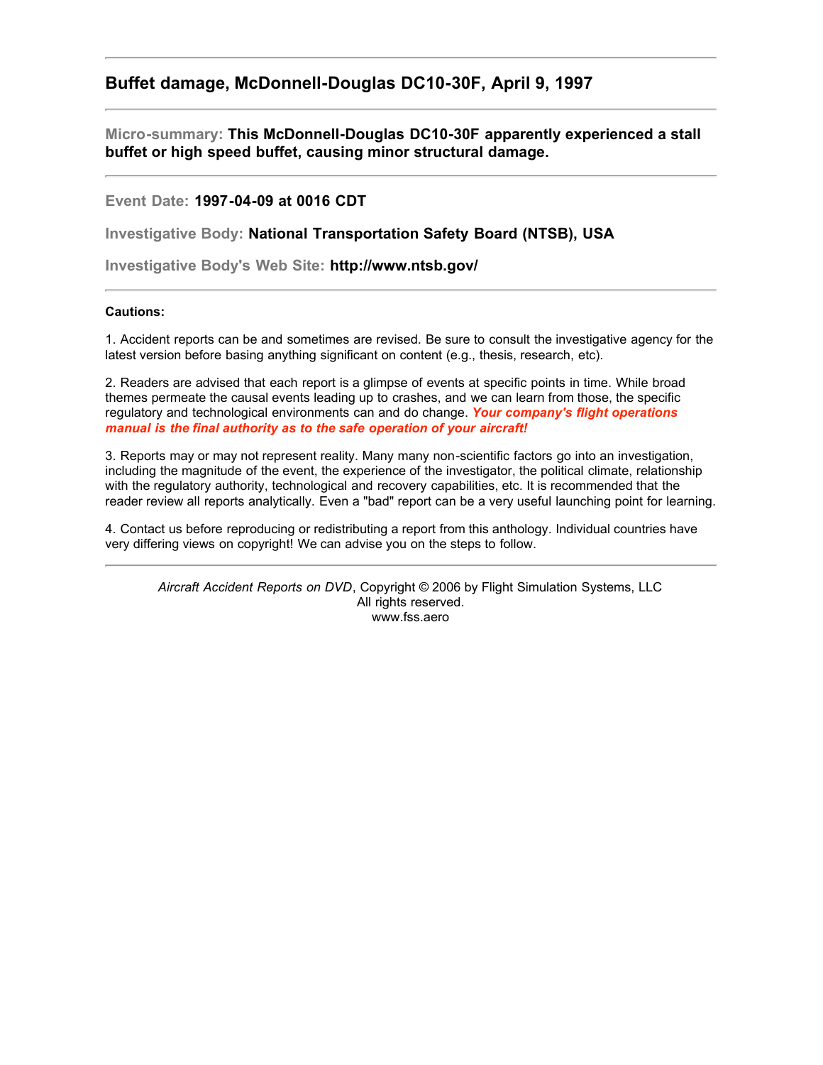## Buffet damage, McDonnell-Douglas DC10-30F, April 9, 1997

---

**Micro-summary: This McDonnell-Douglas DC10-30F apparently experienced a stall buffet or high speed buffet, causing minor structural damage.**

---

**Event Date: 1997-04-09 at 0016 CDT**

**Investigative Body: National Transportation Safety Board (NTSB), USA**

**Investigative Body's Web Site: http://www.ntsb.gov/**

---

**Cautions:**

1. Accident reports can be and sometimes are revised. Be sure to consult the investigative agency for the latest version before basing anything significant on content (e.g., thesis, research, etc).

2. Readers are advised that each report is a glimpse of events at specific points in time. While broad themes permeate the causal events leading up to crashes, and we can learn from those, the specific regulatory and technological environments can and do change. ***Your company's flight operations manual is the final authority as to the safe operation of your aircraft!***

3. Reports may or may not represent reality. Many many non-scientific factors go into an investigation, including the magnitude of the event, the experience of the investigator, the political climate, relationship with the regulatory authority, technological and recovery capabilities, etc. It is recommended that the reader review all reports analytically. Even a "bad" report can be a very useful launching point for learning.

4. Contact us before reproducing or redistributing a report from this anthology. Individual countries have very differing views on copyright! We can advise you on the steps to follow.

---

*Aircraft Accident Reports on DVD*, Copyright © 2006 by Flight Simulation Systems, LLC
All rights reserved.
www.fss.aero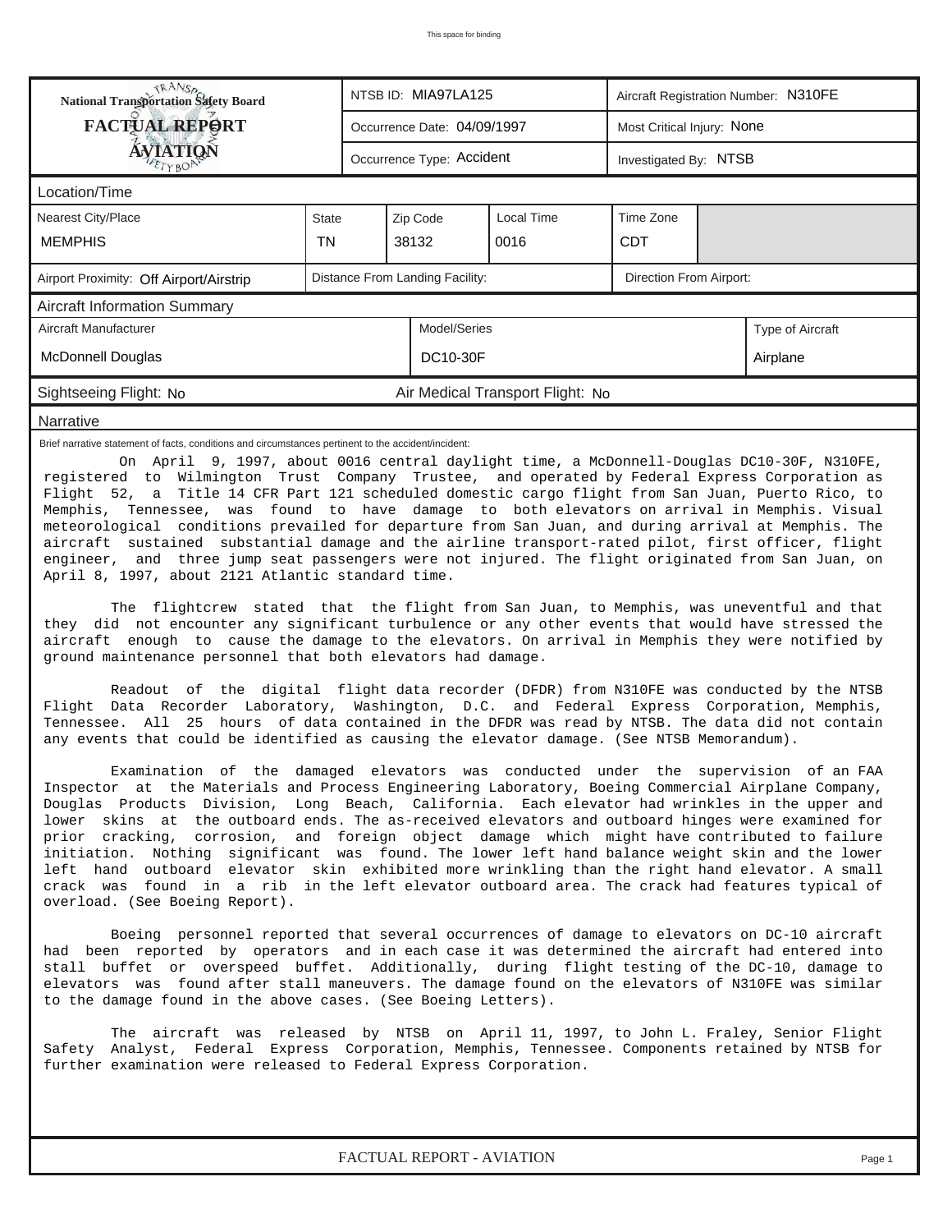This space for binding

| National Transportation Safety Board FACTUAL REPORT AVIATION | NTSB ID: MIA97LA125 | Aircraft Registration Number: N310FE |
|---|---|---|
| | Occurrence Date: 04/09/1997 | Most Critical Injury: None |
| | Occurrence Type: Accident | Investigated By: NTSB |

**Location/Time**

| Nearest City/Place | State | Zip Code | Local Time | Time Zone |
|---|---|---|---|---|
| MEMPHIS | TN | 38132 | 0016 | CDT |

| Airport Proximity: Off Airport/Airstrip | Distance From Landing Facility: | Direction From Airport: |
|---|---|---|

**Aircraft Information Summary**

| Aircraft Manufacturer | Model/Series | Type of Aircraft |
|---|---|---|
| McDonnell Douglas | DC10-30F | Airplane |

| Sightseeing Flight: No | Air Medical Transport Flight: No |
|---|---|

**Narrative**

Brief narrative statement of facts, conditions and circumstances pertinent to the accident/incident:

On April 9, 1997, about 0016 central daylight time, a McDonnell-Douglas DC10-30F, N310FE, registered to Wilmington Trust Company Trustee, and operated by Federal Express Corporation as Flight 52, a Title 14 CFR Part 121 scheduled domestic cargo flight from San Juan, Puerto Rico, to Memphis, Tennessee, was found to have damage to both elevators on arrival in Memphis. Visual meteorological conditions prevailed for departure from San Juan, and during arrival at Memphis. The aircraft sustained substantial damage and the airline transport-rated pilot, first officer, flight engineer, and three jump seat passengers were not injured. The flight originated from San Juan, on April 8, 1997, about 2121 Atlantic standard time.

The flightcrew stated that the flight from San Juan, to Memphis, was uneventful and that they did not encounter any significant turbulence or any other events that would have stressed the aircraft enough to cause the damage to the elevators. On arrival in Memphis they were notified by ground maintenance personnel that both elevators had damage.

Readout of the digital flight data recorder (DFDR) from N310FE was conducted by the NTSB Flight Data Recorder Laboratory, Washington, D.C. and Federal Express Corporation, Memphis, Tennessee. All 25 hours of data contained in the DFDR was read by NTSB. The data did not contain any events that could be identified as causing the elevator damage. (See NTSB Memorandum).

Examination of the damaged elevators was conducted under the supervision of an FAA Inspector at the Materials and Process Engineering Laboratory, Boeing Commercial Airplane Company, Douglas Products Division, Long Beach, California. Each elevator had wrinkles in the upper and lower skins at the outboard ends. The as-received elevators and outboard hinges were examined for prior cracking, corrosion, and foreign object damage which might have contributed to failure initiation. Nothing significant was found. The lower left hand balance weight skin and the lower left hand outboard elevator skin exhibited more wrinkling than the right hand elevator. A small crack was found in a rib in the left elevator outboard area. The crack had features typical of overload. (See Boeing Report).

Boeing personnel reported that several occurrences of damage to elevators on DC-10 aircraft had been reported by operators and in each case it was determined the aircraft had entered into stall buffet or overspeed buffet. Additionally, during flight testing of the DC-10, damage to elevators was found after stall maneuvers. The damage found on the elevators of N310FE was similar to the damage found in the above cases. (See Boeing Letters).

The aircraft was released by NTSB on April 11, 1997, to John L. Fraley, Senior Flight Safety Analyst, Federal Express Corporation, Memphis, Tennessee. Components retained by NTSB for further examination were released to Federal Express Corporation.

FACTUAL REPORT - AVIATION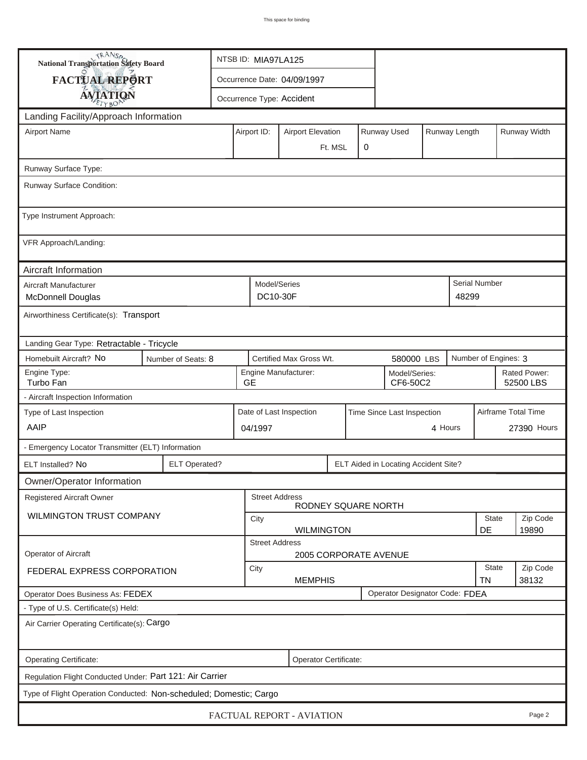This space for binding

**National Transportation Safety Board**

**FACTUAL REPORT**

**AVIATION**

| | |
|---|---|
| NTSB ID: MIA97LA125 | |
| Occurrence Date: 04/09/1997 | |
| Occurrence Type: Accident | |

## Landing Facility/Approach Information

| Airport Name | Airport ID: | Airport Elevation | Runway Used | Runway Length | Runway Width |
|---|---|---|---|---|---|
| | | Ft. MSL | 0 | | |

Runway Surface Type:

Runway Surface Condition:

Type Instrument Approach:

VFR Approach/Landing:

## Aircraft Information

| Aircraft Manufacturer | Model/Series | Serial Number |
|---|---|---|
| McDonnell Douglas | DC10-30F | 48299 |

Airworthiness Certificate(s): Transport

Landing Gear Type: Retractable - Tricycle

| Homebuilt Aircraft? | Number of Seats: | Certified Max Gross Wt. | Number of Engines: |
|---|---|---|---|
| No | 8 | 580000 LBS | 3 |

| Engine Type: | Engine Manufacturer: | Model/Series: | Rated Power: |
|---|---|---|---|
| Turbo Fan | GE | CF6-50C2 | 52500 LBS |

- Aircraft Inspection Information

| Type of Last Inspection | Date of Last Inspection | Time Since Last Inspection | Airframe Total Time |
|---|---|---|---|
| AAIP | 04/1997 | 4 Hours | 27390 Hours |

- Emergency Locator Transmitter (ELT) Information

| ELT Installed? | ELT Operated? | ELT Aided in Locating Accident Site? |
|---|---|---|
| No | | |

## Owner/Operator Information

| | | | | |
|---|---|---|---|---|
| Registered Aircraft Owner | Street Address | RODNEY SQUARE NORTH | | |
| WILMINGTON TRUST COMPANY | City | WILMINGTON | State: DE | Zip Code: 19890 |
| Operator of Aircraft | Street Address | 2005 CORPORATE AVENUE | | |
| FEDERAL EXPRESS CORPORATION | City | MEMPHIS | State: TN | Zip Code: 38132 |

Operator Does Business As: FEDEX

Operator Designator Code: FDEA

- Type of U.S. Certificate(s) Held:

Air Carrier Operating Certificate(s): Cargo

Operating Certificate:

Operator Certificate:

Regulation Flight Conducted Under: Part 121: Air Carrier

Type of Flight Operation Conducted: Non-scheduled; Domestic; Cargo

FACTUAL REPORT - AVIATION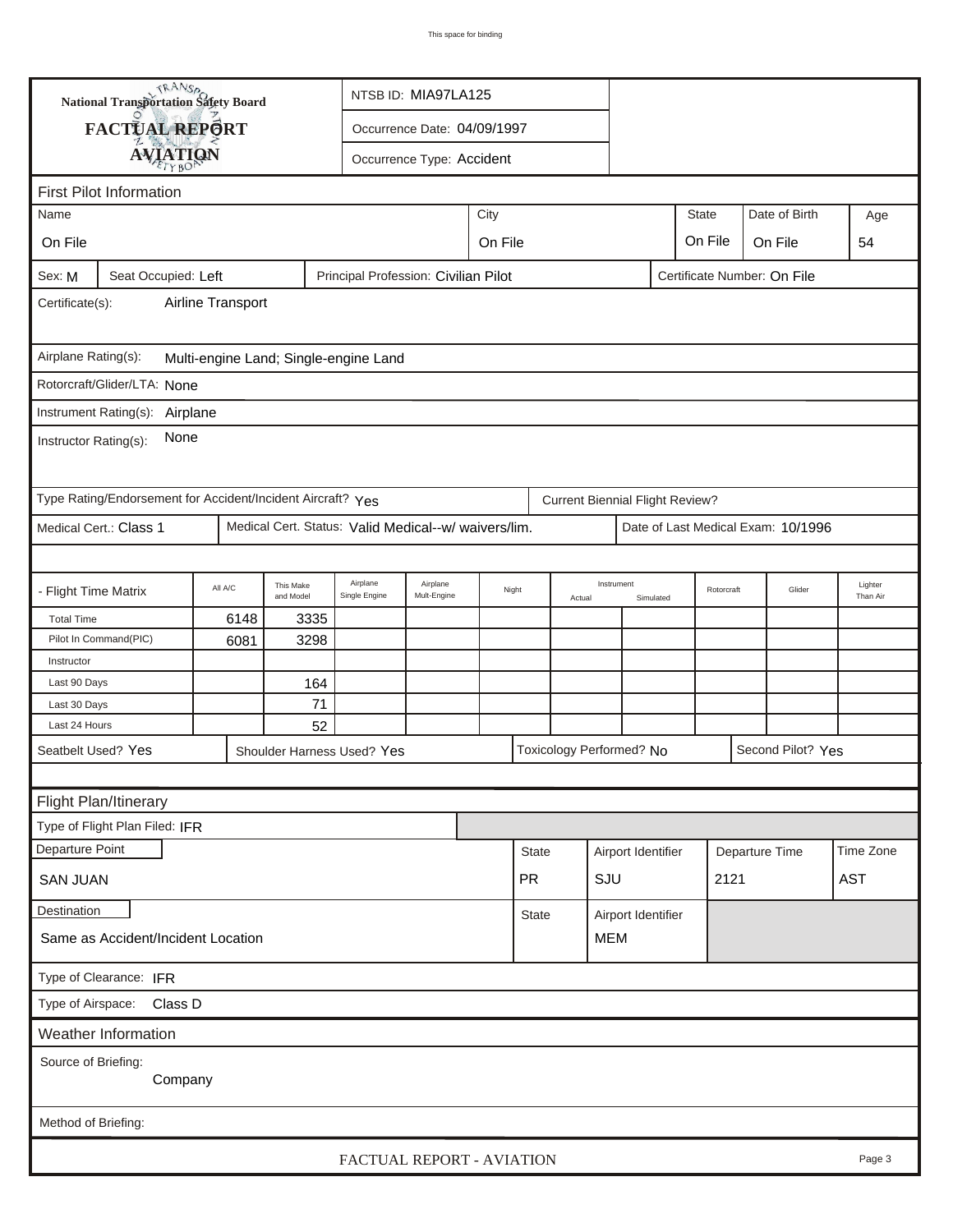This space for binding

**National Transportation Safety Board**

# FACTUAL REPORT AVIATION

NTSB ID: MIA97LA125

Occurrence Date: 04/09/1997

Occurrence Type: Accident

## First Pilot Information

| Name | City | State | Date of Birth | Age |
|---|---|---|---|---|
| On File | On File | On File | On File | 54 |

Sex: M | Seat Occupied: Left | Principal Profession: Civilian Pilot | Certificate Number: On File

Certificate(s): Airline Transport

Airplane Rating(s): Multi-engine Land; Single-engine Land

Rotorcraft/Glider/LTA: None

Instrument Rating(s): Airplane

Instructor Rating(s): None

Type Rating/Endorsement for Accident/Incident Aircraft? Yes

Current Biennial Flight Review?

Medical Cert.: Class 1 | Medical Cert. Status: Valid Medical--w/ waivers/lim. | Date of Last Medical Exam: 10/1996

| - Flight Time Matrix | All A/C | This Make and Model | Airplane Single Engine | Airplane Mult-Engine | Night | Instrument Actual | Instrument Simulated | Rotorcraft | Glider | Lighter Than Air |
|---|---|---|---|---|---|---|---|---|---|---|
| Total Time | 6148 | 3335 | | | | | | | | |
| Pilot In Command(PIC) | 6081 | 3298 | | | | | | | | |
| Instructor | | | | | | | | | | |
| Last 90 Days | | 164 | | | | | | | | |
| Last 30 Days | | 71 | | | | | | | | |
| Last 24 Hours | | 52 | | | | | | | | |

Seatbelt Used? Yes | Shoulder Harness Used? Yes | Toxicology Performed? No | Second Pilot? Yes

## Flight Plan/Itinerary

Type of Flight Plan Filed: IFR

| Departure Point | State | Airport Identifier | Departure Time | Time Zone |
|---|---|---|---|---|
| SAN JUAN | PR | SJU | 2121 | AST |

| Destination | State | Airport Identifier |
|---|---|---|
| Same as Accident/Incident Location | | MEM |

Type of Clearance: IFR

Type of Airspace: Class D

## Weather Information

Source of Briefing: Company

Method of Briefing:

FACTUAL REPORT - AVIATION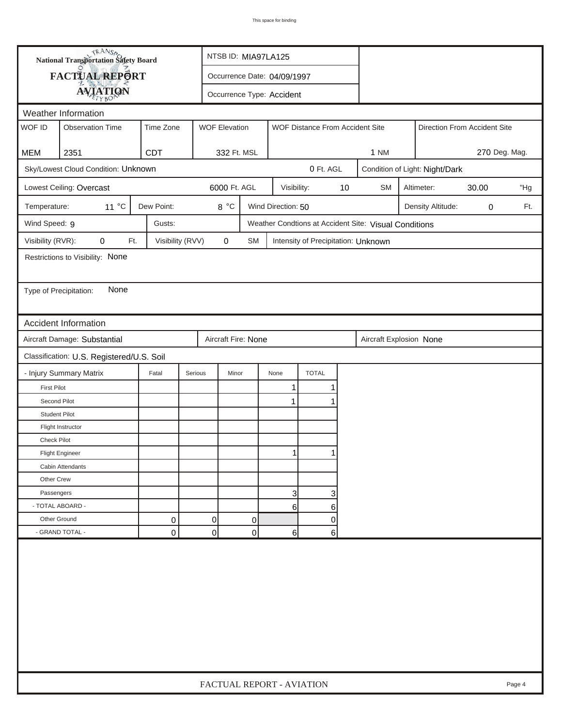This space for binding

**National Transportation Safety Board**

**FACTUAL REPORT**

**AVIATION**

NTSB ID: MIA97LA125

Occurrence Date: 04/09/1997

Occurrence Type: Accident

## Weather Information

| WOF ID | Observation Time | Time Zone | WOF Elevation | WOF Distance From Accident Site | Direction From Accident Site |
|---|---|---|---|---|---|
| MEM | 2351 | CDT | 332 Ft. MSL | 1 NM | 270 Deg. Mag. |

Sky/Lowest Cloud Condition: Unknown — 0 Ft. AGL — Condition of Light: Night/Dark

Lowest Ceiling: Overcast — 6000 Ft. AGL — Visibility: 10 SM — Altimeter: 30.00 "Hg

Temperature: 11 °C — Dew Point: 8 °C — Wind Direction: 50 — Density Altitude: 0 Ft.

Wind Speed: 9 — Gusts: — Weather Condtions at Accident Site: Visual Conditions

Visibility (RVR): 0 Ft. — Visibility (RVV) 0 SM — Intensity of Precipitation: Unknown

Restrictions to Visibility: None

Type of Precipitation: None

## Accident Information

Aircraft Damage: Substantial — Aircraft Fire: None — Aircraft Explosion None

Classification: U.S. Registered/U.S. Soil

| - Injury Summary Matrix | Fatal | Serious | Minor | None | TOTAL |
|---|---|---|---|---|---|
| First Pilot | | | | 1 | 1 |
| Second Pilot | | | | 1 | 1 |
| Student Pilot | | | | | |
| Flight Instructor | | | | | |
| Check Pilot | | | | | |
| Flight Engineer | | | | 1 | 1 |
| Cabin Attendants | | | | | |
| Other Crew | | | | | |
| Passengers | | | | 3 | 3 |
| - TOTAL ABOARD - | | | | 6 | 6 |
| Other Ground | 0 | 0 | 0 | | 0 |
| - GRAND TOTAL - | 0 | 0 | 0 | 6 | 6 |

FACTUAL REPORT - AVIATION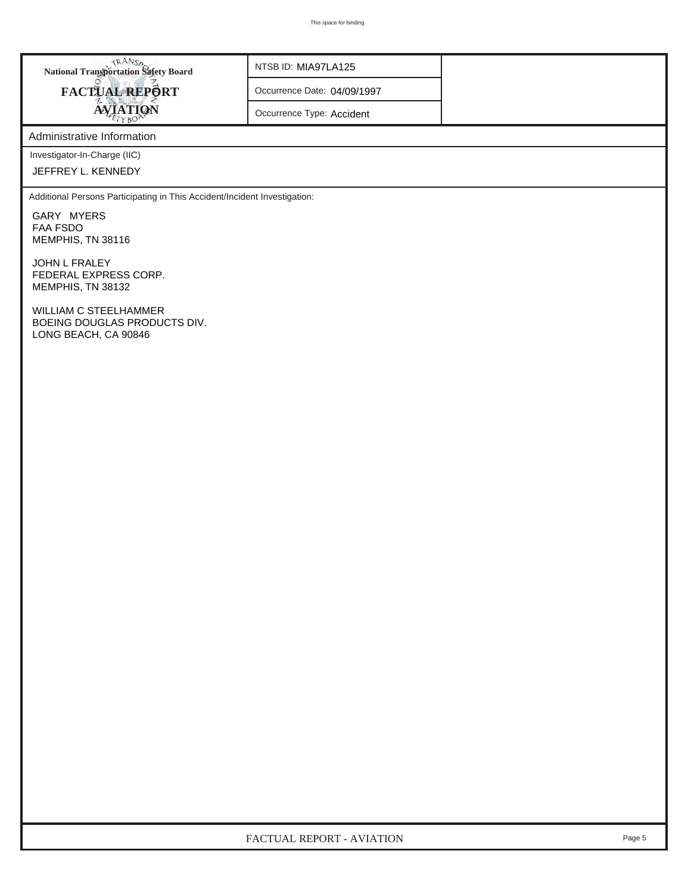**National Transportation Safety Board**
**FACTUAL REPORT**
**AVIATION**

| | |
|---|---|
| NTSB ID: MIA97LA125 | |
| Occurrence Date: 04/09/1997 | |
| Occurrence Type: Accident | |

## Administrative Information

Investigator-In-Charge (IIC)

JEFFREY L. KENNEDY

Additional Persons Participating in This Accident/Incident Investigation:

GARY MYERS
FAA FSDO
MEMPHIS, TN 38116

JOHN L FRALEY
FEDERAL EXPRESS CORP.
MEMPHIS, TN 38132

WILLIAM C STEELHAMMER
BOEING DOUGLAS PRODUCTS DIV.
LONG BEACH, CA 90846